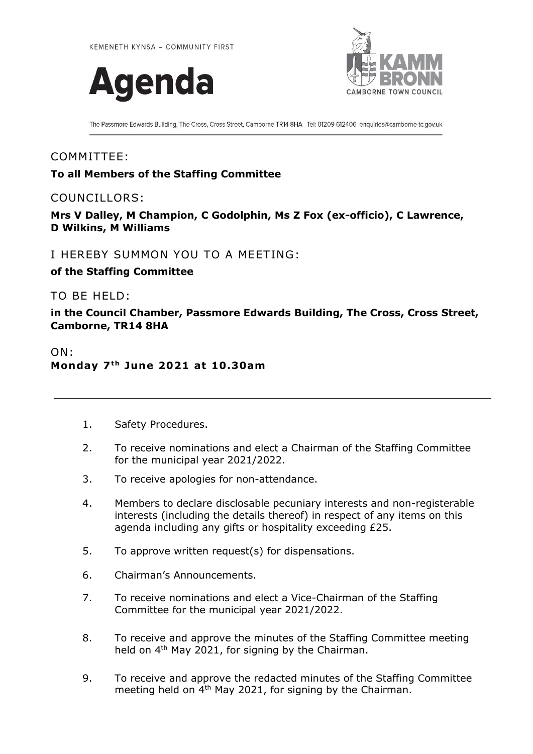KEMENETH KYNSA – COMMUNITY FIRST

# Agenda

KAMM BRONN
CAMBORNE TOWN COUNCIL

The Passmore Edwards Building, The Cross, Cross Street, Camborne TR14 8HA Tel: 01209 612406 enquiries@camborne-tc.gov.uk

COMMITTEE:

**To all Members of the Staffing Committee**

COUNCILLORS:

**Mrs V Dalley, M Champion, C Godolphin, Ms Z Fox (ex-officio), C Lawrence, D Wilkins, M Williams**

I HEREBY SUMMON YOU TO A MEETING:

**of the Staffing Committee**

TO BE HELD:

**in the Council Chamber, Passmore Edwards Building, The Cross, Cross Street, Camborne, TR14 8HA**

ON:

**Monday 7th June 2021 at 10.30am**

---

1. Safety Procedures.
2. To receive nominations and elect a Chairman of the Staffing Committee for the municipal year 2021/2022.
3. To receive apologies for non-attendance.
4. Members to declare disclosable pecuniary interests and non-registerable interests (including the details thereof) in respect of any items on this agenda including any gifts or hospitality exceeding £25.
5. To approve written request(s) for dispensations.
6. Chairman's Announcements.
7. To receive nominations and elect a Vice-Chairman of the Staffing Committee for the municipal year 2021/2022.
8. To receive and approve the minutes of the Staffing Committee meeting held on 4th May 2021, for signing by the Chairman.
9. To receive and approve the redacted minutes of the Staffing Committee meeting held on 4th May 2021, for signing by the Chairman.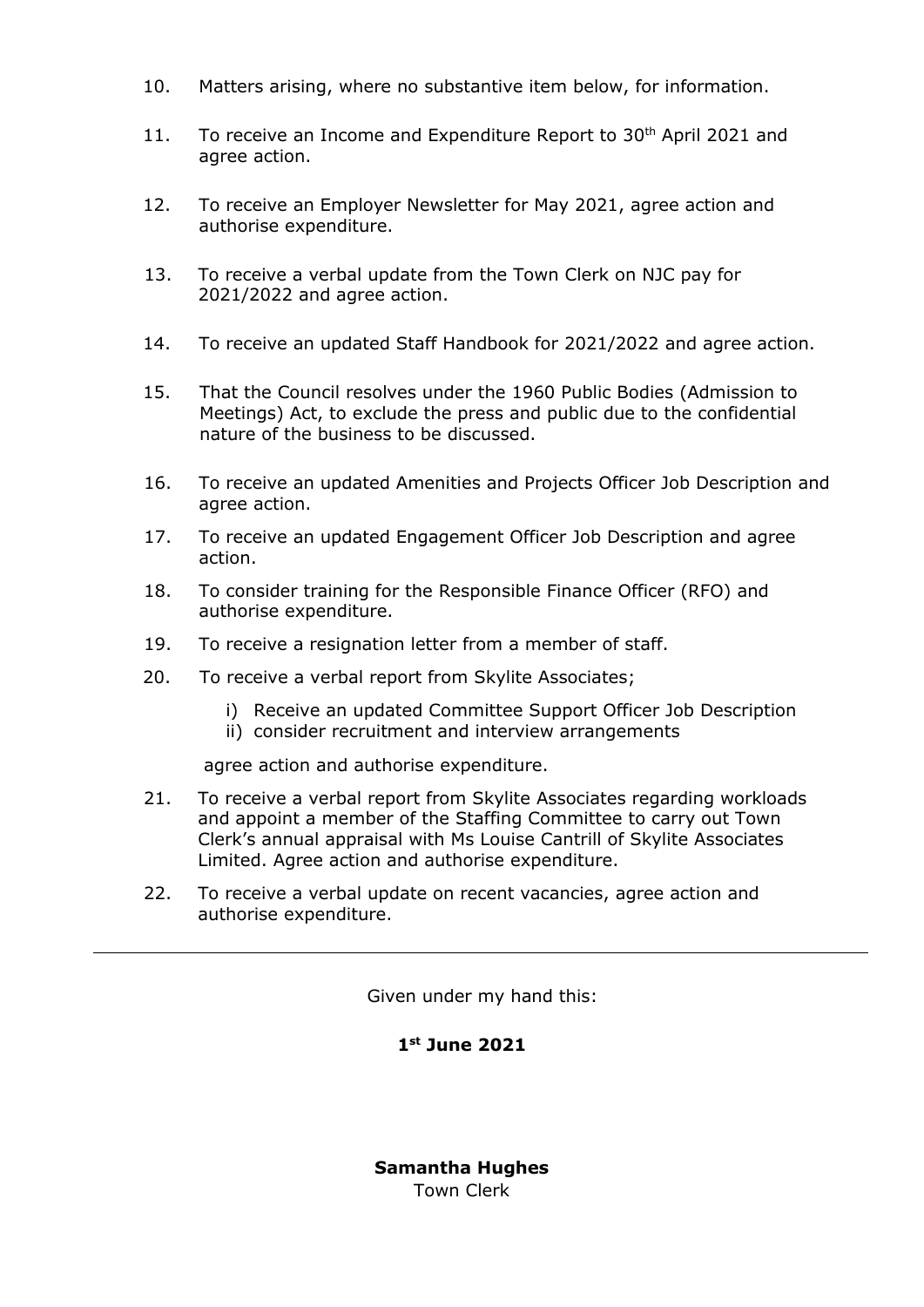10. Matters arising, where no substantive item below, for information.

11. To receive an Income and Expenditure Report to 30th April 2021 and agree action.

12. To receive an Employer Newsletter for May 2021, agree action and authorise expenditure.

13. To receive a verbal update from the Town Clerk on NJC pay for 2021/2022 and agree action.

14. To receive an updated Staff Handbook for 2021/2022 and agree action.

15. That the Council resolves under the 1960 Public Bodies (Admission to Meetings) Act, to exclude the press and public due to the confidential nature of the business to be discussed.

16. To receive an updated Amenities and Projects Officer Job Description and agree action.

17. To receive an updated Engagement Officer Job Description and agree action.

18. To consider training for the Responsible Finance Officer (RFO) and authorise expenditure.

19. To receive a resignation letter from a member of staff.

20. To receive a verbal report from Skylite Associates;

    i) Receive an updated Committee Support Officer Job Description
    ii) consider recruitment and interview arrangements

    agree action and authorise expenditure.

21. To receive a verbal report from Skylite Associates regarding workloads and appoint a member of the Staffing Committee to carry out Town Clerk's annual appraisal with Ms Louise Cantrill of Skylite Associates Limited. Agree action and authorise expenditure.

22. To receive a verbal update on recent vacancies, agree action and authorise expenditure.

---

Given under my hand this:

**1st June 2021**

**Samantha Hughes**
Town Clerk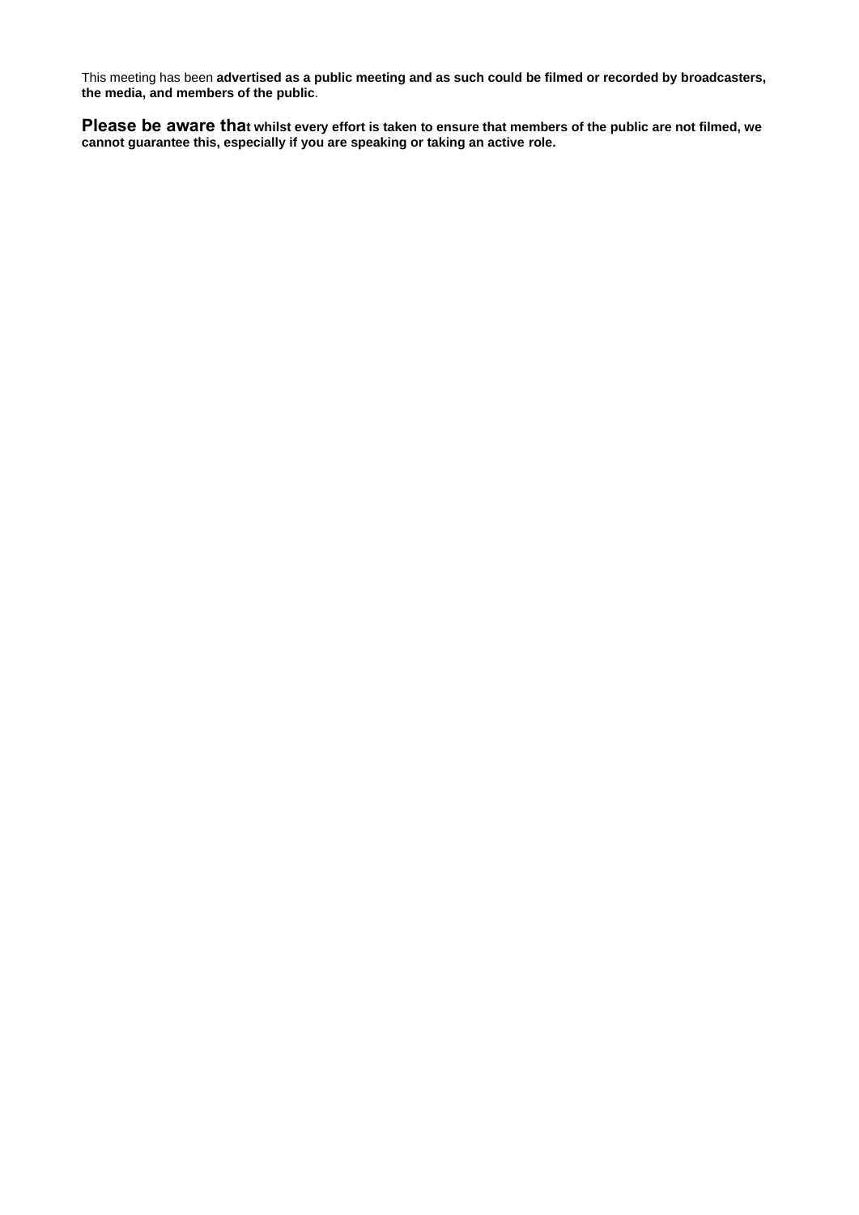This meeting has been **advertised as a public meeting and as such could be filmed or recorded by broadcasters, the media, and members of the public**.

**Please be aware that whilst every effort is taken to ensure that members of the public are not filmed, we cannot guarantee this, especially if you are speaking or taking an active role.**